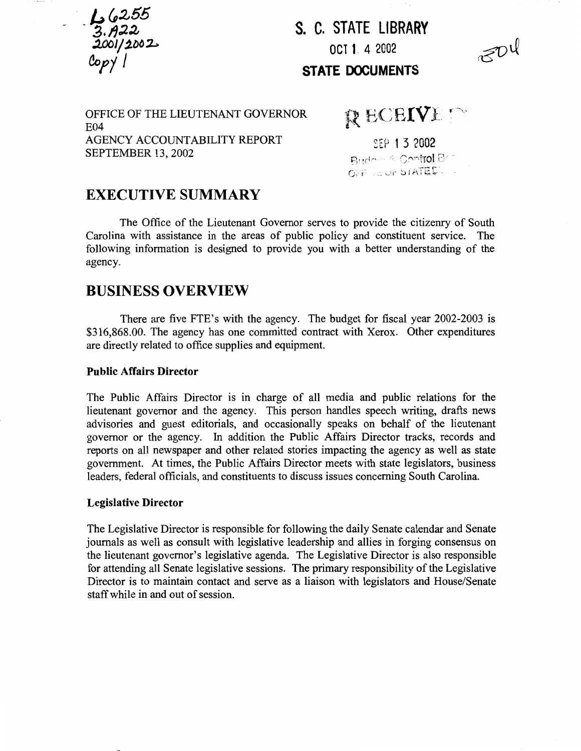L6255
3.A22
2001/2002
Copy 1

S. C. STATE LIBRARY
OCT 1 4 2002
STATE DOCUMENTS

OFFICE OF THE LIEUTENANT GOVERNOR
E04
AGENCY ACCOUNTABILITY REPORT
SEPTEMBER 13, 2002

RECEIVED
SEP 1 3 2002

# EXECUTIVE SUMMARY

The Office of the Lieutenant Governor serves to provide the citizenry of South Carolina with assistance in the areas of public policy and constituent service. The following information is designed to provide you with a better understanding of the agency.

# BUSINESS OVERVIEW

There are five FTE's with the agency. The budget for fiscal year 2002-2003 is $316,868.00. The agency has one committed contract with Xerox. Other expenditures are directly related to office supplies and equipment.

### Public Affairs Director

The Public Affairs Director is in charge of all media and public relations for the lieutenant governor and the agency. This person handles speech writing, drafts news advisories and guest editorials, and occasionally speaks on behalf of the lieutenant governor or the agency. In addition the Public Affairs Director tracks, records and reports on all newspaper and other related stories impacting the agency as well as state government. At times, the Public Affairs Director meets with state legislators, business leaders, federal officials, and constituents to discuss issues concerning South Carolina.

### Legislative Director

The Legislative Director is responsible for following the daily Senate calendar and Senate journals as well as consult with legislative leadership and allies in forging consensus on the lieutenant governor's legislative agenda. The Legislative Director is also responsible for attending all Senate legislative sessions. The primary responsibility of the Legislative Director is to maintain contact and serve as a liaison with legislators and House/Senate staff while in and out of session.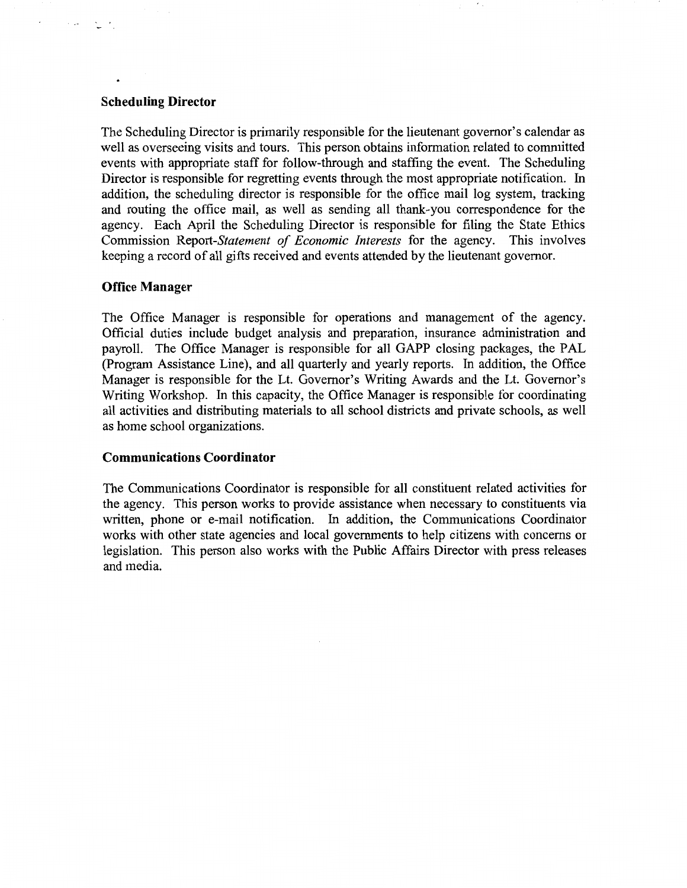### Scheduling Director

The Scheduling Director is primarily responsible for the lieutenant governor's calendar as well as overseeing visits and tours. This person obtains information related to committed events with appropriate staff for follow-through and staffing the event. The Scheduling Director is responsible for regretting events through the most appropriate notification. In addition, the scheduling director is responsible for the office mail log system, tracking and routing the office mail, as well as sending all thank-you correspondence for the agency. Each April the Scheduling Director is responsible for filing the State Ethics Commission Report-*Statement of Economic Interests* for the agency. This involves keeping a record of all gifts received and events attended by the lieutenant governor.

### Office Manager

The Office Manager is responsible for operations and management of the agency. Official duties include budget analysis and preparation, insurance administration and payroll. The Office Manager is responsible for all GAPP closing packages, the PAL (Program Assistance Line), and all quarterly and yearly reports. In addition, the Office Manager is responsible for the Lt. Governor's Writing Awards and the Lt. Governor's Writing Workshop. In this capacity, the Office Manager is responsible for coordinating all activities and distributing materials to all school districts and private schools, as well as home school organizations.

### Communications Coordinator

The Communications Coordinator is responsible for all constituent related activities for the agency. This person works to provide assistance when necessary to constituents via written, phone or e-mail notification. In addition, the Communications Coordinator works with other state agencies and local governments to help citizens with concerns or legislation. This person also works with the Public Affairs Director with press releases and media.